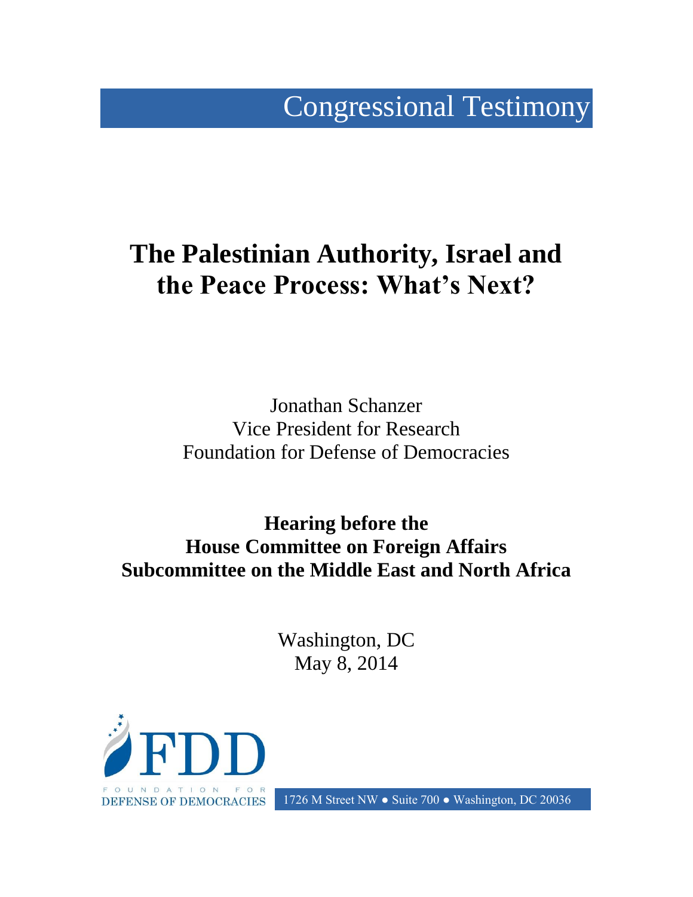Congressional Testimony

# The Palestinian Authority, Israel and the Peace Process: What's Next?

Jonathan Schanzer
Vice President for Research
Foundation for Defense of Democracies

**Hearing before the**
**House Committee on Foreign Affairs**
**Subcommittee on the Middle East and North Africa**

Washington, DC
May 8, 2014

FDD
FOUNDATION FOR DEFENSE OF DEMOCRACIES

1726 M Street NW ● Suite 700 ● Washington, DC 20036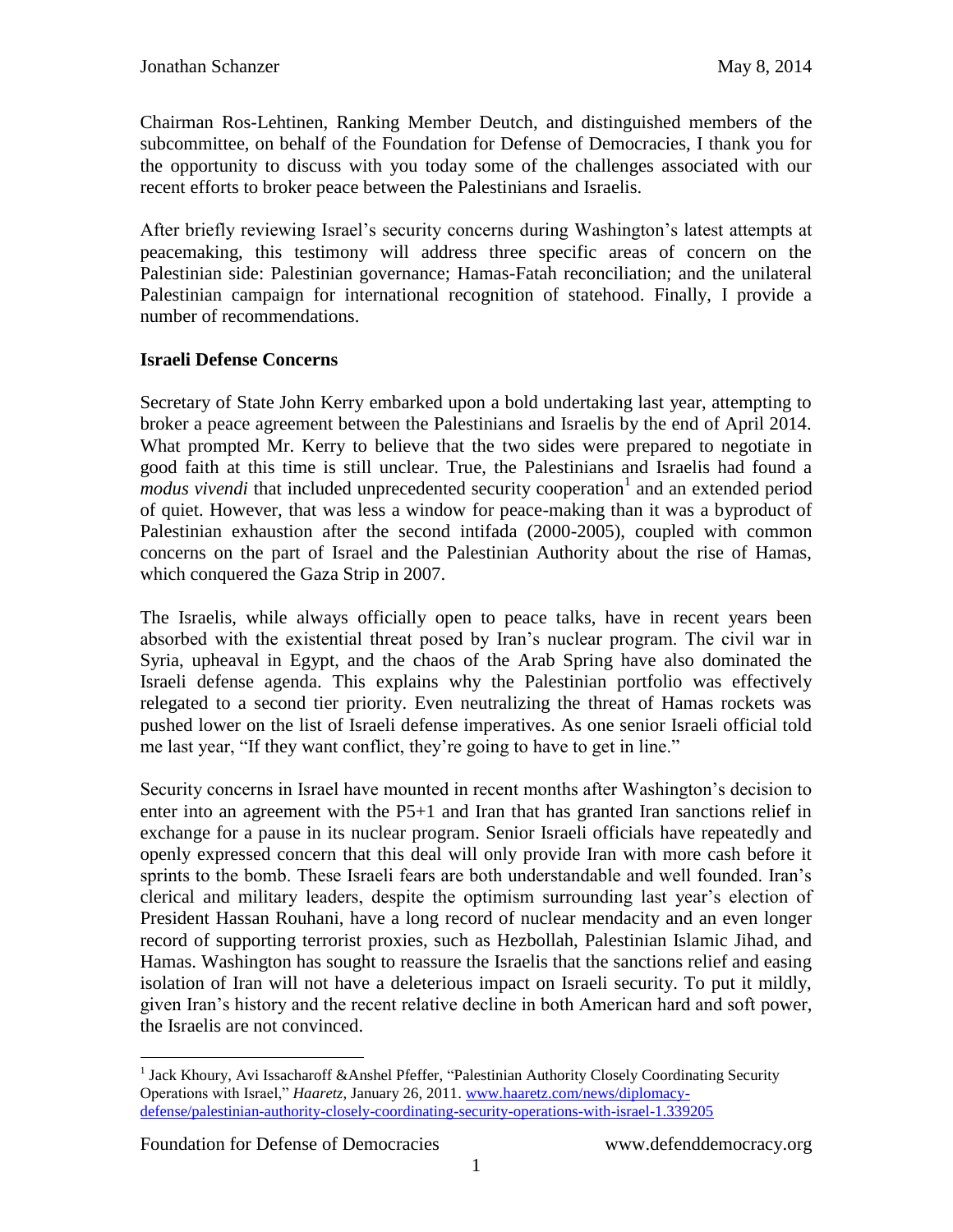Chairman Ros-Lehtinen, Ranking Member Deutch, and distinguished members of the subcommittee, on behalf of the Foundation for Defense of Democracies, I thank you for the opportunity to discuss with you today some of the challenges associated with our recent efforts to broker peace between the Palestinians and Israelis.

After briefly reviewing Israel's security concerns during Washington's latest attempts at peacemaking, this testimony will address three specific areas of concern on the Palestinian side: Palestinian governance; Hamas-Fatah reconciliation; and the unilateral Palestinian campaign for international recognition of statehood. Finally, I provide a number of recommendations.

**Israeli Defense Concerns**

Secretary of State John Kerry embarked upon a bold undertaking last year, attempting to broker a peace agreement between the Palestinians and Israelis by the end of April 2014. What prompted Mr. Kerry to believe that the two sides were prepared to negotiate in good faith at this time is still unclear. True, the Palestinians and Israelis had found a *modus vivendi* that included unprecedented security cooperation[1] and an extended period of quiet. However, that was less a window for peace-making than it was a byproduct of Palestinian exhaustion after the second intifada (2000-2005), coupled with common concerns on the part of Israel and the Palestinian Authority about the rise of Hamas, which conquered the Gaza Strip in 2007.

The Israelis, while always officially open to peace talks, have in recent years been absorbed with the existential threat posed by Iran's nuclear program. The civil war in Syria, upheaval in Egypt, and the chaos of the Arab Spring have also dominated the Israeli defense agenda. This explains why the Palestinian portfolio was effectively relegated to a second tier priority. Even neutralizing the threat of Hamas rockets was pushed lower on the list of Israeli defense imperatives. As one senior Israeli official told me last year, "If they want conflict, they're going to have to get in line."

Security concerns in Israel have mounted in recent months after Washington's decision to enter into an agreement with the P5+1 and Iran that has granted Iran sanctions relief in exchange for a pause in its nuclear program. Senior Israeli officials have repeatedly and openly expressed concern that this deal will only provide Iran with more cash before it sprints to the bomb. These Israeli fears are both understandable and well founded. Iran's clerical and military leaders, despite the optimism surrounding last year's election of President Hassan Rouhani, have a long record of nuclear mendacity and an even longer record of supporting terrorist proxies, such as Hezbollah, Palestinian Islamic Jihad, and Hamas. Washington has sought to reassure the Israelis that the sanctions relief and easing isolation of Iran will not have a deleterious impact on Israeli security. To put it mildly, given Iran's history and the recent relative decline in both American hard and soft power, the Israelis are not convinced.

---

[1] Jack Khoury, Avi Issacharoff &Anshel Pfeffer, "Palestinian Authority Closely Coordinating Security Operations with Israel," *Haaretz*, January 26, 2011. www.haaretz.com/news/diplomacy-defense/palestinian-authority-closely-coordinating-security-operations-with-israel-1.339205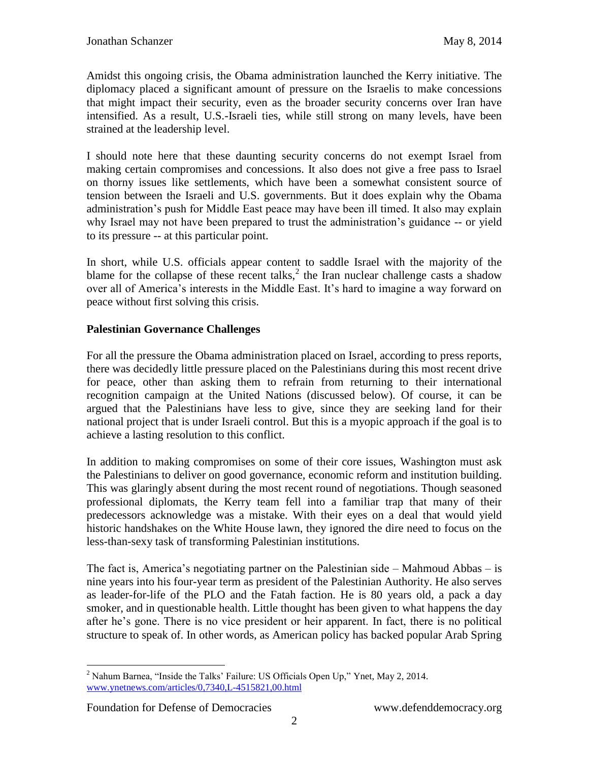Amidst this ongoing crisis, the Obama administration launched the Kerry initiative. The diplomacy placed a significant amount of pressure on the Israelis to make concessions that might impact their security, even as the broader security concerns over Iran have intensified. As a result, U.S.-Israeli ties, while still strong on many levels, have been strained at the leadership level.

I should note here that these daunting security concerns do not exempt Israel from making certain compromises and concessions. It also does not give a free pass to Israel on thorny issues like settlements, which have been a somewhat consistent source of tension between the Israeli and U.S. governments. But it does explain why the Obama administration's push for Middle East peace may have been ill timed. It also may explain why Israel may not have been prepared to trust the administration's guidance -- or yield to its pressure -- at this particular point.

In short, while U.S. officials appear content to saddle Israel with the majority of the blame for the collapse of these recent talks,[2] the Iran nuclear challenge casts a shadow over all of America's interests in the Middle East. It's hard to imagine a way forward on peace without first solving this crisis.

**Palestinian Governance Challenges**

For all the pressure the Obama administration placed on Israel, according to press reports, there was decidedly little pressure placed on the Palestinians during this most recent drive for peace, other than asking them to refrain from returning to their international recognition campaign at the United Nations (discussed below). Of course, it can be argued that the Palestinians have less to give, since they are seeking land for their national project that is under Israeli control. But this is a myopic approach if the goal is to achieve a lasting resolution to this conflict.

In addition to making compromises on some of their core issues, Washington must ask the Palestinians to deliver on good governance, economic reform and institution building. This was glaringly absent during the most recent round of negotiations. Though seasoned professional diplomats, the Kerry team fell into a familiar trap that many of their predecessors acknowledge was a mistake. With their eyes on a deal that would yield historic handshakes on the White House lawn, they ignored the dire need to focus on the less-than-sexy task of transforming Palestinian institutions.

The fact is, America's negotiating partner on the Palestinian side – Mahmoud Abbas – is nine years into his four-year term as president of the Palestinian Authority. He also serves as leader-for-life of the PLO and the Fatah faction. He is 80 years old, a pack a day smoker, and in questionable health. Little thought has been given to what happens the day after he's gone. There is no vice president or heir apparent. In fact, there is no political structure to speak of. In other words, as American policy has backed popular Arab Spring

---

[2] Nahum Barnea, "Inside the Talks' Failure: US Officials Open Up," Ynet, May 2, 2014. www.ynetnews.com/articles/0,7340,L-4515821,00.html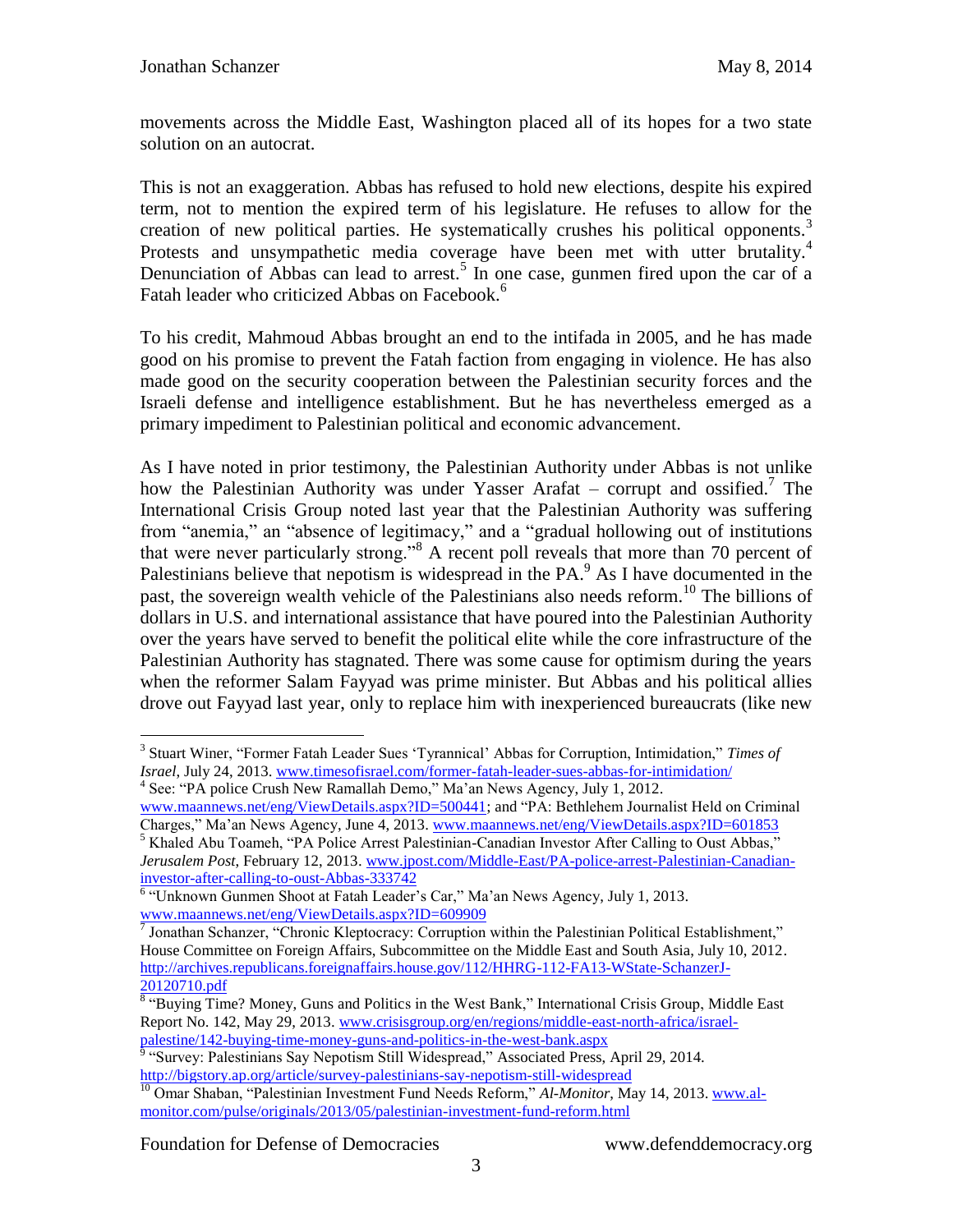movements across the Middle East, Washington placed all of its hopes for a two state solution on an autocrat.

This is not an exaggeration. Abbas has refused to hold new elections, despite his expired term, not to mention the expired term of his legislature. He refuses to allow for the creation of new political parties. He systematically crushes his political opponents.[3] Protests and unsympathetic media coverage have been met with utter brutality.[4] Denunciation of Abbas can lead to arrest.[5] In one case, gunmen fired upon the car of a Fatah leader who criticized Abbas on Facebook.[6]

To his credit, Mahmoud Abbas brought an end to the intifada in 2005, and he has made good on his promise to prevent the Fatah faction from engaging in violence. He has also made good on the security cooperation between the Palestinian security forces and the Israeli defense and intelligence establishment. But he has nevertheless emerged as a primary impediment to Palestinian political and economic advancement.

As I have noted in prior testimony, the Palestinian Authority under Abbas is not unlike how the Palestinian Authority was under Yasser Arafat – corrupt and ossified.[7] The International Crisis Group noted last year that the Palestinian Authority was suffering from "anemia," an "absence of legitimacy," and a "gradual hollowing out of institutions that were never particularly strong."[8] A recent poll reveals that more than 70 percent of Palestinians believe that nepotism is widespread in the PA.[9] As I have documented in the past, the sovereign wealth vehicle of the Palestinians also needs reform.[10] The billions of dollars in U.S. and international assistance that have poured into the Palestinian Authority over the years have served to benefit the political elite while the core infrastructure of the Palestinian Authority has stagnated. There was some cause for optimism during the years when the reformer Salam Fayyad was prime minister. But Abbas and his political allies drove out Fayyad last year, only to replace him with inexperienced bureaucrats (like new

---

[3] Stuart Winer, "Former Fatah Leader Sues 'Tyrannical' Abbas for Corruption, Intimidation," *Times of Israel*, July 24, 2013. www.timesofisrael.com/former-fatah-leader-sues-abbas-for-intimidation/

[4] See: "PA police Crush New Ramallah Demo," Ma'an News Agency, July 1, 2012. www.maannews.net/eng/ViewDetails.aspx?ID=500441; and "PA: Bethlehem Journalist Held on Criminal Charges," Ma'an News Agency, June 4, 2013. www.maannews.net/eng/ViewDetails.aspx?ID=601853

[5] Khaled Abu Toameh, "PA Police Arrest Palestinian-Canadian Investor After Calling to Oust Abbas," *Jerusalem Post*, February 12, 2013. www.jpost.com/Middle-East/PA-police-arrest-Palestinian-Canadian-investor-after-calling-to-oust-Abbas-333742

[6] "Unknown Gunmen Shoot at Fatah Leader's Car," Ma'an News Agency, July 1, 2013. www.maannews.net/eng/ViewDetails.aspx?ID=609909

[7] Jonathan Schanzer, "Chronic Kleptocracy: Corruption within the Palestinian Political Establishment," House Committee on Foreign Affairs, Subcommittee on the Middle East and South Asia, July 10, 2012. http://archives.republicans.foreignaffairs.house.gov/112/HHRG-112-FA13-WState-SchanzerJ-20120710.pdf

[8] "Buying Time? Money, Guns and Politics in the West Bank," International Crisis Group, Middle East Report No. 142, May 29, 2013. www.crisisgroup.org/en/regions/middle-east-north-africa/israel-palestine/142-buying-time-money-guns-and-politics-in-the-west-bank.aspx

[9] "Survey: Palestinians Say Nepotism Still Widespread," Associated Press, April 29, 2014. http://bigstory.ap.org/article/survey-palestinians-say-nepotism-still-widespread

[10] Omar Shaban, "Palestinian Investment Fund Needs Reform," *Al-Monitor*, May 14, 2013. www.al-monitor.com/pulse/originals/2013/05/palestinian-investment-fund-reform.html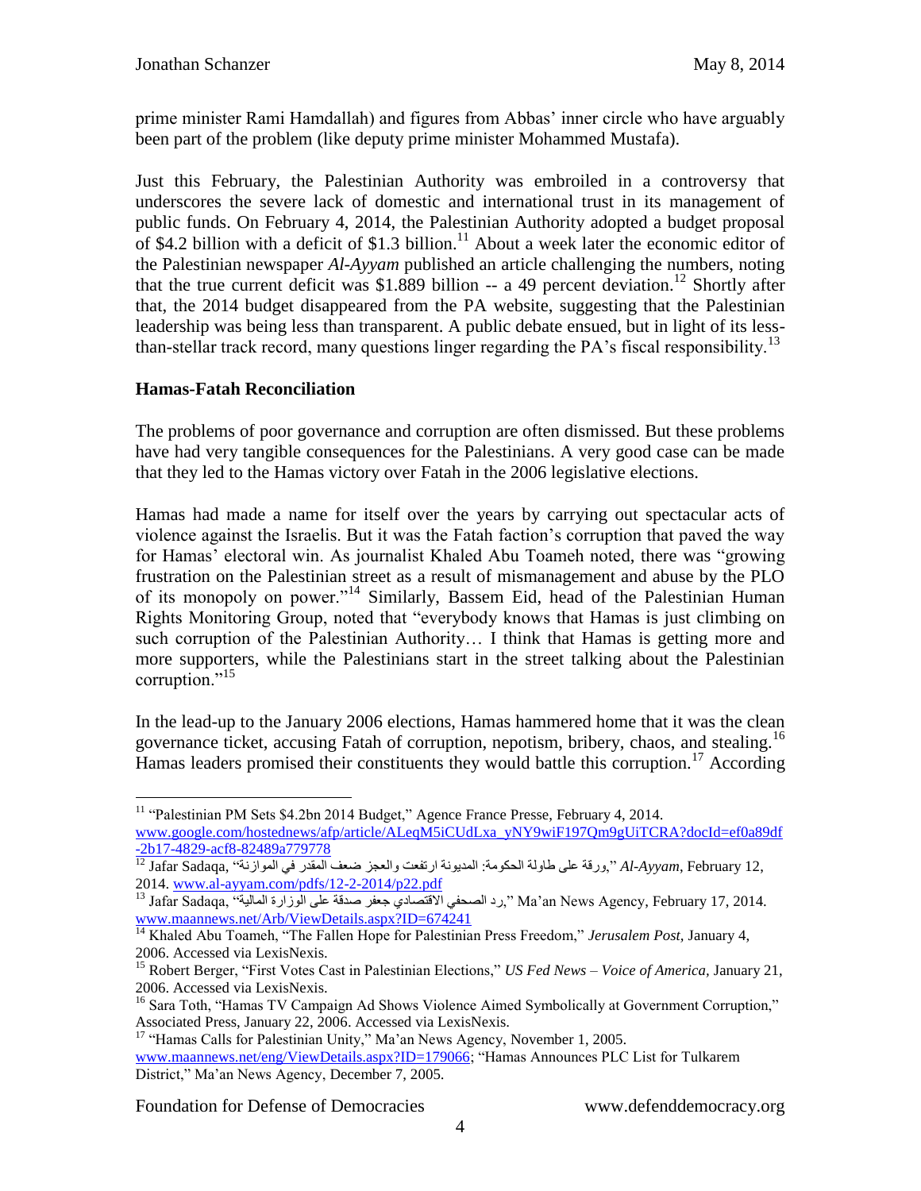prime minister Rami Hamdallah) and figures from Abbas' inner circle who have arguably been part of the problem (like deputy prime minister Mohammed Mustafa).

Just this February, the Palestinian Authority was embroiled in a controversy that underscores the severe lack of domestic and international trust in its management of public funds. On February 4, 2014, the Palestinian Authority adopted a budget proposal of $4.2 billion with a deficit of $1.3 billion.[11] About a week later the economic editor of the Palestinian newspaper *Al-Ayyam* published an article challenging the numbers, noting that the true current deficit was $1.889 billion -- a 49 percent deviation.[12] Shortly after that, the 2014 budget disappeared from the PA website, suggesting that the Palestinian leadership was being less than transparent. A public debate ensued, but in light of its less-than-stellar track record, many questions linger regarding the PA's fiscal responsibility.[13]

**Hamas-Fatah Reconciliation**

The problems of poor governance and corruption are often dismissed. But these problems have had very tangible consequences for the Palestinians. A very good case can be made that they led to the Hamas victory over Fatah in the 2006 legislative elections.

Hamas had made a name for itself over the years by carrying out spectacular acts of violence against the Israelis. But it was the Fatah faction's corruption that paved the way for Hamas' electoral win. As journalist Khaled Abu Toameh noted, there was "growing frustration on the Palestinian street as a result of mismanagement and abuse by the PLO of its monopoly on power."[14] Similarly, Bassem Eid, head of the Palestinian Human Rights Monitoring Group, noted that "everybody knows that Hamas is just climbing on such corruption of the Palestinian Authority… I think that Hamas is getting more and more supporters, while the Palestinians start in the street talking about the Palestinian corruption."[15]

In the lead-up to the January 2006 elections, Hamas hammered home that it was the clean governance ticket, accusing Fatah of corruption, nepotism, bribery, chaos, and stealing.[16] Hamas leaders promised their constituents they would battle this corruption.[17] According

---

[11] "Palestinian PM Sets $4.2bn 2014 Budget," Agence France Presse, February 4, 2014. www.google.com/hostednews/afp/article/ALeqM5iCUdLxa_yNY9wiF197Qm9gUiTCRA?docId=ef0a89df-2b17-4829-acf8-82489a779778

[12] Jafar Sadaqa, "ورقة على طاولة الحكومة: المديونة ارتفعت والعجز ضعف المقدر في الموازنة," *Al-Ayyam*, February 12, 2014. www.al-ayyam.com/pdfs/12-2-2014/p22.pdf

[13] Jafar Sadaqa, "رد الصحفي الاقتصادي جعفر صدقة على الوزارة المالية," Ma'an News Agency, February 17, 2014. www.maannews.net/Arb/ViewDetails.aspx?ID=674241

[14] Khaled Abu Toameh, "The Fallen Hope for Palestinian Press Freedom," *Jerusalem Post,* January 4, 2006. Accessed via LexisNexis.

[15] Robert Berger, "First Votes Cast in Palestinian Elections," *US Fed News – Voice of America*, January 21, 2006. Accessed via LexisNexis.

[16] Sara Toth, "Hamas TV Campaign Ad Shows Violence Aimed Symbolically at Government Corruption," Associated Press, January 22, 2006. Accessed via LexisNexis.

[17] "Hamas Calls for Palestinian Unity," Ma'an News Agency, November 1, 2005. www.maannews.net/eng/ViewDetails.aspx?ID=179066; "Hamas Announces PLC List for Tulkarem District," Ma'an News Agency, December 7, 2005.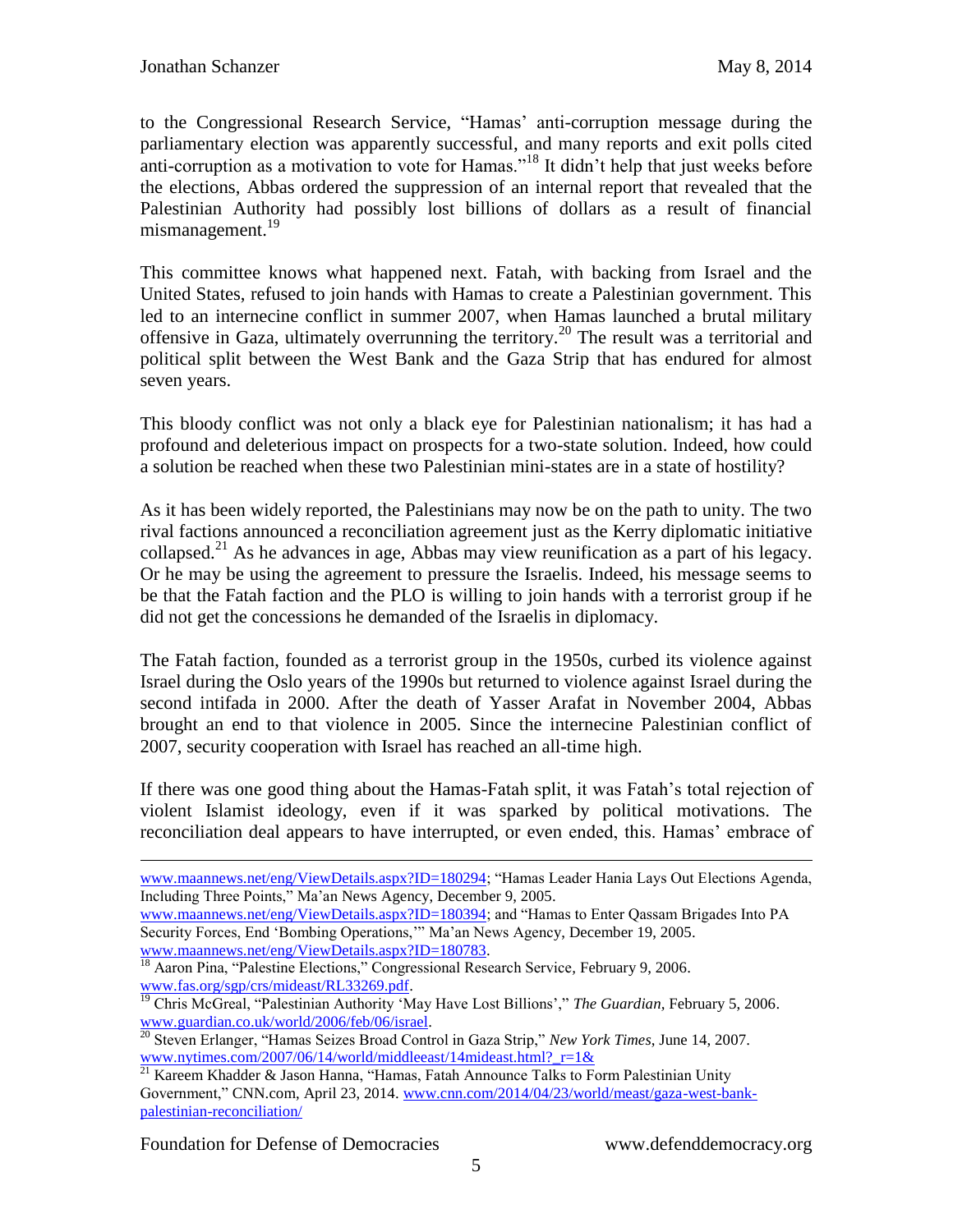to the Congressional Research Service, "Hamas' anti-corruption message during the parliamentary election was apparently successful, and many reports and exit polls cited anti-corruption as a motivation to vote for Hamas."[18] It didn't help that just weeks before the elections, Abbas ordered the suppression of an internal report that revealed that the Palestinian Authority had possibly lost billions of dollars as a result of financial mismanagement.[19]

This committee knows what happened next. Fatah, with backing from Israel and the United States, refused to join hands with Hamas to create a Palestinian government. This led to an internecine conflict in summer 2007, when Hamas launched a brutal military offensive in Gaza, ultimately overrunning the territory.[20] The result was a territorial and political split between the West Bank and the Gaza Strip that has endured for almost seven years.

This bloody conflict was not only a black eye for Palestinian nationalism; it has had a profound and deleterious impact on prospects for a two-state solution. Indeed, how could a solution be reached when these two Palestinian mini-states are in a state of hostility?

As it has been widely reported, the Palestinians may now be on the path to unity. The two rival factions announced a reconciliation agreement just as the Kerry diplomatic initiative collapsed.[21] As he advances in age, Abbas may view reunification as a part of his legacy. Or he may be using the agreement to pressure the Israelis. Indeed, his message seems to be that the Fatah faction and the PLO is willing to join hands with a terrorist group if he did not get the concessions he demanded of the Israelis in diplomacy.

The Fatah faction, founded as a terrorist group in the 1950s, curbed its violence against Israel during the Oslo years of the 1990s but returned to violence against Israel during the second intifada in 2000. After the death of Yasser Arafat in November 2004, Abbas brought an end to that violence in 2005. Since the internecine Palestinian conflict of 2007, security cooperation with Israel has reached an all-time high.

If there was one good thing about the Hamas-Fatah split, it was Fatah's total rejection of violent Islamist ideology, even if it was sparked by political motivations. The reconciliation deal appears to have interrupted, or even ended, this. Hamas' embrace of

---

www.maannews.net/eng/ViewDetails.aspx?ID=180294; "Hamas Leader Hania Lays Out Elections Agenda, Including Three Points," Ma'an News Agency, December 9, 2005. www.maannews.net/eng/ViewDetails.aspx?ID=180394; and "Hamas to Enter Qassam Brigades Into PA Security Forces, End 'Bombing Operations,'" Ma'an News Agency, December 19, 2005. www.maannews.net/eng/ViewDetails.aspx?ID=180783.

[18] Aaron Pina, "Palestine Elections," Congressional Research Service, February 9, 2006. www.fas.org/sgp/crs/mideast/RL33269.pdf.

[19] Chris McGreal, "Palestinian Authority 'May Have Lost Billions'," *The Guardian*, February 5, 2006. www.guardian.co.uk/world/2006/feb/06/israel.

[20] Steven Erlanger, "Hamas Seizes Broad Control in Gaza Strip," *New York Times*, June 14, 2007. www.nytimes.com/2007/06/14/world/middleeast/14mideast.html?_r=1&

[21] Kareem Khadder & Jason Hanna, "Hamas, Fatah Announce Talks to Form Palestinian Unity Government," CNN.com, April 23, 2014. www.cnn.com/2014/04/23/world/meast/gaza-west-bank-palestinian-reconciliation/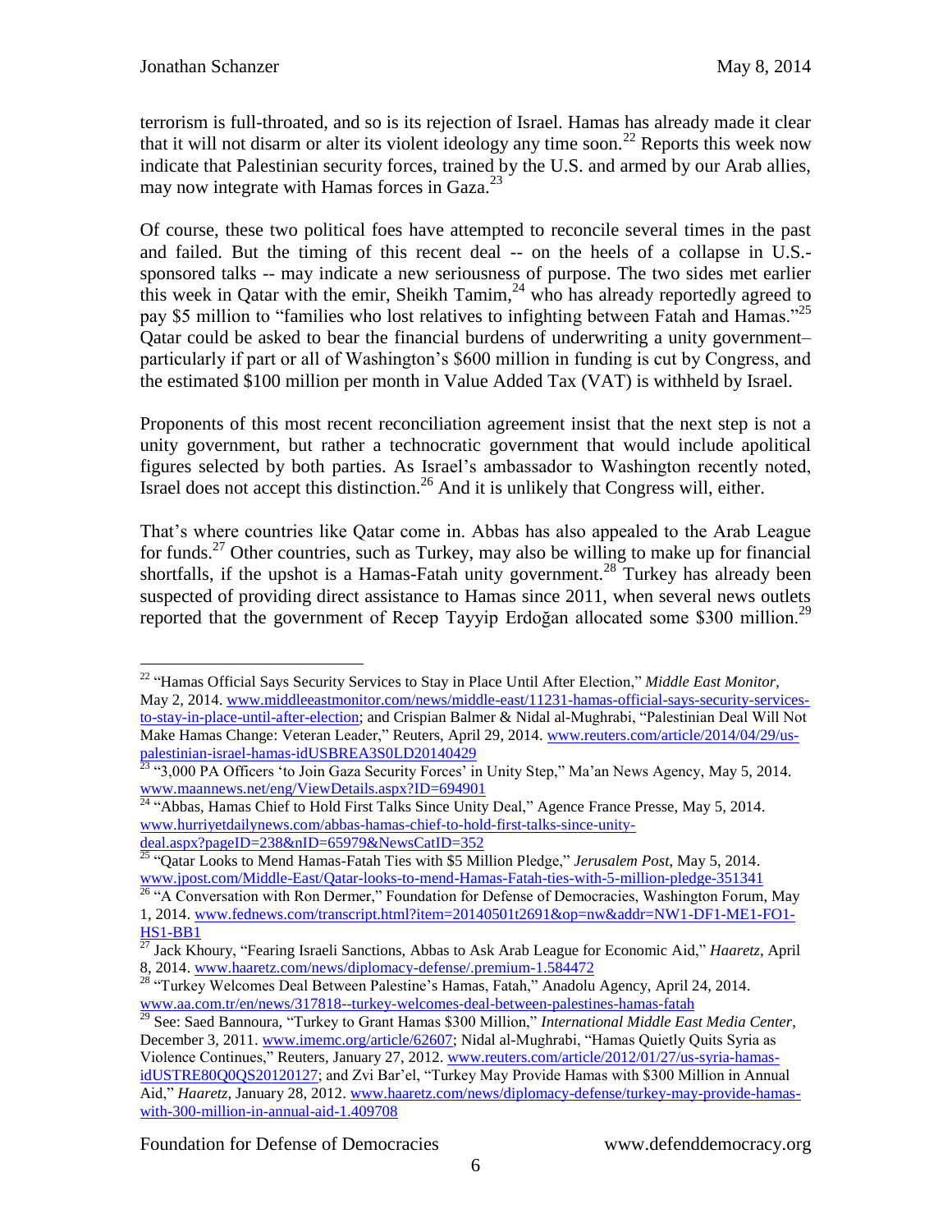terrorism is full-throated, and so is its rejection of Israel. Hamas has already made it clear that it will not disarm or alter its violent ideology any time soon.[22] Reports this week now indicate that Palestinian security forces, trained by the U.S. and armed by our Arab allies, may now integrate with Hamas forces in Gaza.[23]

Of course, these two political foes have attempted to reconcile several times in the past and failed. But the timing of this recent deal -- on the heels of a collapse in U.S.-sponsored talks -- may indicate a new seriousness of purpose. The two sides met earlier this week in Qatar with the emir, Sheikh Tamim,[24] who has already reportedly agreed to pay $5 million to "families who lost relatives to infighting between Fatah and Hamas."[25] Qatar could be asked to bear the financial burdens of underwriting a unity government– particularly if part or all of Washington's $600 million in funding is cut by Congress, and the estimated $100 million per month in Value Added Tax (VAT) is withheld by Israel.

Proponents of this most recent reconciliation agreement insist that the next step is not a unity government, but rather a technocratic government that would include apolitical figures selected by both parties. As Israel's ambassador to Washington recently noted, Israel does not accept this distinction.[26] And it is unlikely that Congress will, either.

That's where countries like Qatar come in. Abbas has also appealed to the Arab League for funds.[27] Other countries, such as Turkey, may also be willing to make up for financial shortfalls, if the upshot is a Hamas-Fatah unity government.[28] Turkey has already been suspected of providing direct assistance to Hamas since 2011, when several news outlets reported that the government of Recep Tayyip Erdoğan allocated some $300 million.[29]

---

[22] "Hamas Official Says Security Services to Stay in Place Until After Election," *Middle East Monitor*, May 2, 2014. www.middleeastmonitor.com/news/middle-east/11231-hamas-official-says-security-services-to-stay-in-place-until-after-election; and Crispian Balmer & Nidal al-Mughrabi, "Palestinian Deal Will Not Make Hamas Change: Veteran Leader," Reuters, April 29, 2014. www.reuters.com/article/2014/04/29/us-palestinian-israel-hamas-idUSBREA3S0LD20140429

[23] "3,000 PA Officers 'to Join Gaza Security Forces' in Unity Step," Ma'an News Agency, May 5, 2014. www.maannews.net/eng/ViewDetails.aspx?ID=694901

[24] "Abbas, Hamas Chief to Hold First Talks Since Unity Deal," Agence France Presse, May 5, 2014. www.hurriyetdailynews.com/abbas-hamas-chief-to-hold-first-talks-since-unity-deal.aspx?pageID=238&nID=65979&NewsCatID=352

[25] "Qatar Looks to Mend Hamas-Fatah Ties with $5 Million Pledge," *Jerusalem Post*, May 5, 2014. www.jpost.com/Middle-East/Qatar-looks-to-mend-Hamas-Fatah-ties-with-5-million-pledge-351341

[26] "A Conversation with Ron Dermer," Foundation for Defense of Democracies, Washington Forum, May 1, 2014. www.fednews.com/transcript.html?item=20140501t2691&op=nw&addr=NW1-DF1-ME1-FO1-HS1-BB1

[27] Jack Khoury, "Fearing Israeli Sanctions, Abbas to Ask Arab League for Economic Aid," *Haaretz*, April 8, 2014. www.haaretz.com/news/diplomacy-defense/.premium-1.584472

[28] "Turkey Welcomes Deal Between Palestine's Hamas, Fatah," Anadolu Agency, April 24, 2014. www.aa.com.tr/en/news/317818--turkey-welcomes-deal-between-palestines-hamas-fatah

[29] See: Saed Bannoura, "Turkey to Grant Hamas $300 Million," *International Middle East Media Center*, December 3, 2011. www.imemc.org/article/62607; Nidal al-Mughrabi, "Hamas Quietly Quits Syria as Violence Continues," Reuters, January 27, 2012. www.reuters.com/article/2012/01/27/us-syria-hamas-idUSTRE80Q0QS20120127; and Zvi Bar'el, "Turkey May Provide Hamas with $300 Million in Annual Aid," *Haaretz*, January 28, 2012. www.haaretz.com/news/diplomacy-defense/turkey-may-provide-hamas-with-300-million-in-annual-aid-1.409708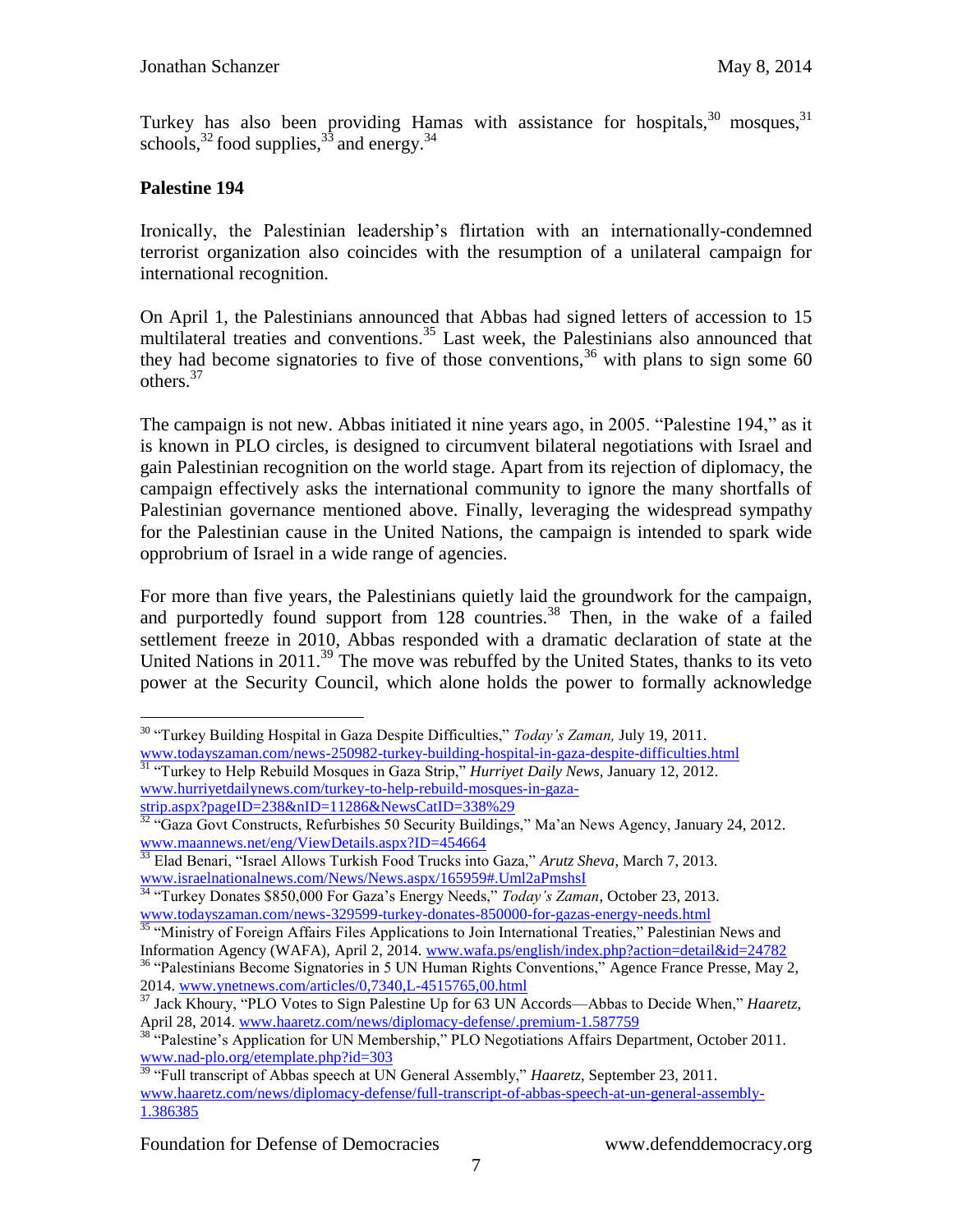Turkey has also been providing Hamas with assistance for hospitals,[30] mosques,[31] schools,[32] food supplies,[33] and energy.[34]

**Palestine 194**

Ironically, the Palestinian leadership's flirtation with an internationally-condemned terrorist organization also coincides with the resumption of a unilateral campaign for international recognition.

On April 1, the Palestinians announced that Abbas had signed letters of accession to 15 multilateral treaties and conventions.[35] Last week, the Palestinians also announced that they had become signatories to five of those conventions,[36] with plans to sign some 60 others.[37]

The campaign is not new. Abbas initiated it nine years ago, in 2005. "Palestine 194," as it is known in PLO circles, is designed to circumvent bilateral negotiations with Israel and gain Palestinian recognition on the world stage. Apart from its rejection of diplomacy, the campaign effectively asks the international community to ignore the many shortfalls of Palestinian governance mentioned above. Finally, leveraging the widespread sympathy for the Palestinian cause in the United Nations, the campaign is intended to spark wide opprobrium of Israel in a wide range of agencies.

For more than five years, the Palestinians quietly laid the groundwork for the campaign, and purportedly found support from 128 countries.[38] Then, in the wake of a failed settlement freeze in 2010, Abbas responded with a dramatic declaration of state at the United Nations in 2011.[39] The move was rebuffed by the United States, thanks to its veto power at the Security Council, which alone holds the power to formally acknowledge

---

[30] "Turkey Building Hospital in Gaza Despite Difficulties," *Today's Zaman,* July 19, 2011. www.todayszaman.com/news-250982-turkey-building-hospital-in-gaza-despite-difficulties.html

[31] "Turkey to Help Rebuild Mosques in Gaza Strip," *Hurriyet Daily News,* January 12, 2012. www.hurriyetdailynews.com/turkey-to-help-rebuild-mosques-in-gaza-strip.aspx?pageID=238&nID=11286&NewsCatID=338%29

[32] "Gaza Govt Constructs, Refurbishes 50 Security Buildings," Ma'an News Agency, January 24, 2012. www.maannews.net/eng/ViewDetails.aspx?ID=454664

[33] Elad Benari, "Israel Allows Turkish Food Trucks into Gaza," *Arutz Sheva*, March 7, 2013. www.israelnationalnews.com/News/News.aspx/165959#.Uml2aPmshsI

[34] "Turkey Donates $850,000 For Gaza's Energy Needs," *Today's Zaman*, October 23, 2013. www.todayszaman.com/news-329599-turkey-donates-850000-for-gazas-energy-needs.html

[35] "Ministry of Foreign Affairs Files Applications to Join International Treaties," Palestinian News and Information Agency (WAFA), April 2, 2014. www.wafa.ps/english/index.php?action=detail&id=24782

[36] "Palestinians Become Signatories in 5 UN Human Rights Conventions," Agence France Presse, May 2, 2014. www.ynetnews.com/articles/0,7340,L-4515765,00.html

[37] Jack Khoury, "PLO Votes to Sign Palestine Up for 63 UN Accords—Abbas to Decide When," *Haaretz,* April 28, 2014. www.haaretz.com/news/diplomacy-defense/.premium-1.587759

[38] "Palestine's Application for UN Membership," PLO Negotiations Affairs Department, October 2011. www.nad-plo.org/etemplate.php?id=303

[39] "Full transcript of Abbas speech at UN General Assembly," *Haaretz,* September 23, 2011. www.haaretz.com/news/diplomacy-defense/full-transcript-of-abbas-speech-at-un-general-assembly-1.386385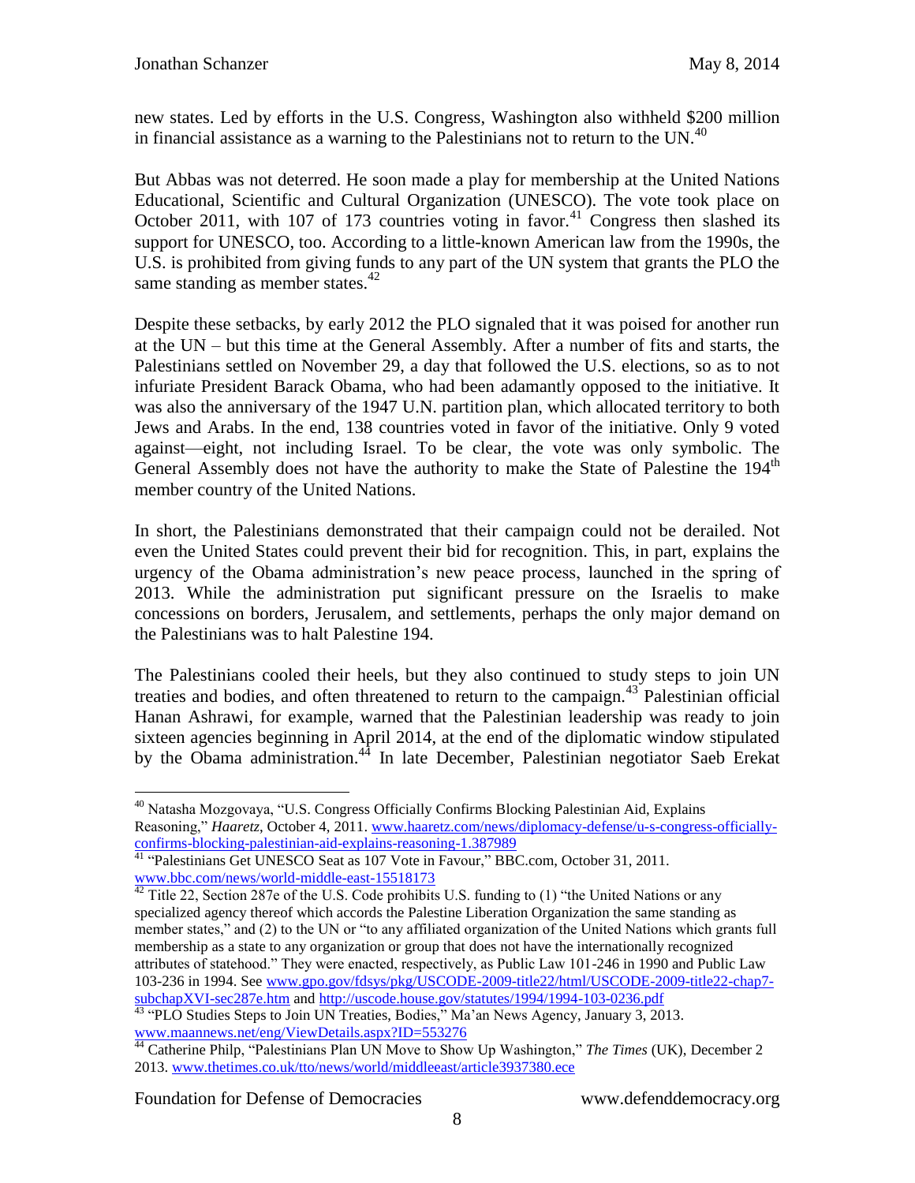new states. Led by efforts in the U.S. Congress, Washington also withheld $200 million in financial assistance as a warning to the Palestinians not to return to the UN.[40]

But Abbas was not deterred. He soon made a play for membership at the United Nations Educational, Scientific and Cultural Organization (UNESCO). The vote took place on October 2011, with 107 of 173 countries voting in favor.[41] Congress then slashed its support for UNESCO, too. According to a little-known American law from the 1990s, the U.S. is prohibited from giving funds to any part of the UN system that grants the PLO the same standing as member states.[42]

Despite these setbacks, by early 2012 the PLO signaled that it was poised for another run at the UN – but this time at the General Assembly. After a number of fits and starts, the Palestinians settled on November 29, a day that followed the U.S. elections, so as to not infuriate President Barack Obama, who had been adamantly opposed to the initiative. It was also the anniversary of the 1947 U.N. partition plan, which allocated territory to both Jews and Arabs. In the end, 138 countries voted in favor of the initiative. Only 9 voted against—eight, not including Israel. To be clear, the vote was only symbolic. The General Assembly does not have the authority to make the State of Palestine the 194th member country of the United Nations.

In short, the Palestinians demonstrated that their campaign could not be derailed. Not even the United States could prevent their bid for recognition. This, in part, explains the urgency of the Obama administration's new peace process, launched in the spring of 2013. While the administration put significant pressure on the Israelis to make concessions on borders, Jerusalem, and settlements, perhaps the only major demand on the Palestinians was to halt Palestine 194.

The Palestinians cooled their heels, but they also continued to study steps to join UN treaties and bodies, and often threatened to return to the campaign.[43] Palestinian official Hanan Ashrawi, for example, warned that the Palestinian leadership was ready to join sixteen agencies beginning in April 2014, at the end of the diplomatic window stipulated by the Obama administration.[44] In late December, Palestinian negotiator Saeb Erekat

---

[40] Natasha Mozgovaya, "U.S. Congress Officially Confirms Blocking Palestinian Aid, Explains Reasoning," *Haaretz*, October 4, 2011. www.haaretz.com/news/diplomacy-defense/u-s-congress-officially-confirms-blocking-palestinian-aid-explains-reasoning-1.387989

[41] "Palestinians Get UNESCO Seat as 107 Vote in Favour," BBC.com, October 31, 2011. www.bbc.com/news/world-middle-east-15518173

[42] Title 22, Section 287e of the U.S. Code prohibits U.S. funding to (1) "the United Nations or any specialized agency thereof which accords the Palestine Liberation Organization the same standing as member states," and (2) to the UN or "to any affiliated organization of the United Nations which grants full membership as a state to any organization or group that does not have the internationally recognized attributes of statehood." They were enacted, respectively, as Public Law 101-246 in 1990 and Public Law 103-236 in 1994. See www.gpo.gov/fdsys/pkg/USCODE-2009-title22/html/USCODE-2009-title22-chap7-subchapXVI-sec287e.htm and http://uscode.house.gov/statutes/1994/1994-103-0236.pdf

[43] "PLO Studies Steps to Join UN Treaties, Bodies," Ma'an News Agency, January 3, 2013. www.maannews.net/eng/ViewDetails.aspx?ID=553276

[44] Catherine Philp, "Palestinians Plan UN Move to Show Up Washington," *The Times* (UK), December 2 2013. www.thetimes.co.uk/tto/news/world/middleeast/article3937380.ece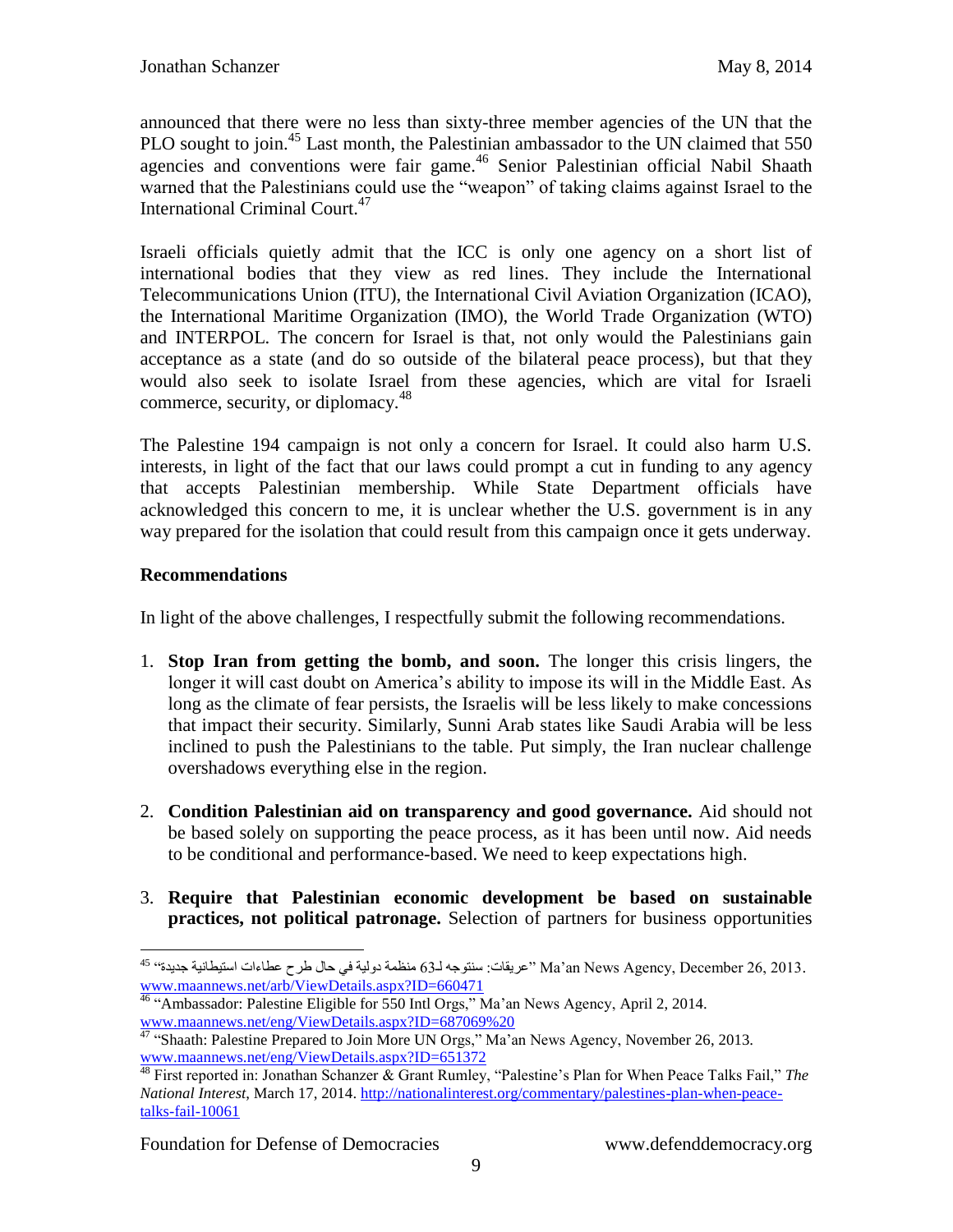announced that there were no less than sixty-three member agencies of the UN that the PLO sought to join.[45] Last month, the Palestinian ambassador to the UN claimed that 550 agencies and conventions were fair game.[46] Senior Palestinian official Nabil Shaath warned that the Palestinians could use the "weapon" of taking claims against Israel to the International Criminal Court.[47]

Israeli officials quietly admit that the ICC is only one agency on a short list of international bodies that they view as red lines. They include the International Telecommunications Union (ITU), the International Civil Aviation Organization (ICAO), the International Maritime Organization (IMO), the World Trade Organization (WTO) and INTERPOL. The concern for Israel is that, not only would the Palestinians gain acceptance as a state (and do so outside of the bilateral peace process), but that they would also seek to isolate Israel from these agencies, which are vital for Israeli commerce, security, or diplomacy.[48]

The Palestine 194 campaign is not only a concern for Israel. It could also harm U.S. interests, in light of the fact that our laws could prompt a cut in funding to any agency that accepts Palestinian membership. While State Department officials have acknowledged this concern to me, it is unclear whether the U.S. government is in any way prepared for the isolation that could result from this campaign once it gets underway.

**Recommendations**

In light of the above challenges, I respectfully submit the following recommendations.

1. **Stop Iran from getting the bomb, and soon.** The longer this crisis lingers, the longer it will cast doubt on America's ability to impose its will in the Middle East. As long as the climate of fear persists, the Israelis will be less likely to make concessions that impact their security. Similarly, Sunni Arab states like Saudi Arabia will be less inclined to push the Palestinians to the table. Put simply, the Iran nuclear challenge overshadows everything else in the region.

2. **Condition Palestinian aid on transparency and good governance.** Aid should not be based solely on supporting the peace process, as it has been until now. Aid needs to be conditional and performance-based. We need to keep expectations high.

3. **Require that Palestinian economic development be based on sustainable practices, not political patronage.** Selection of partners for business opportunities

---

[45] "عريقات: سنتوجه لـ63 منظمة دولية في حال طرح عطاءات استيطانية جديدة" Ma'an News Agency, December 26, 2013. www.maannews.net/arb/ViewDetails.aspx?ID=660471

[46] "Ambassador: Palestine Eligible for 550 Intl Orgs," Ma'an News Agency, April 2, 2014. www.maannews.net/eng/ViewDetails.aspx?ID=687069%20

[47] "Shaath: Palestine Prepared to Join More UN Orgs," Ma'an News Agency, November 26, 2013. www.maannews.net/eng/ViewDetails.aspx?ID=651372

[48] First reported in: Jonathan Schanzer & Grant Rumley, "Palestine's Plan for When Peace Talks Fail," *The National Interest*, March 17, 2014. http://nationalinterest.org/commentary/palestines-plan-when-peace-talks-fail-10061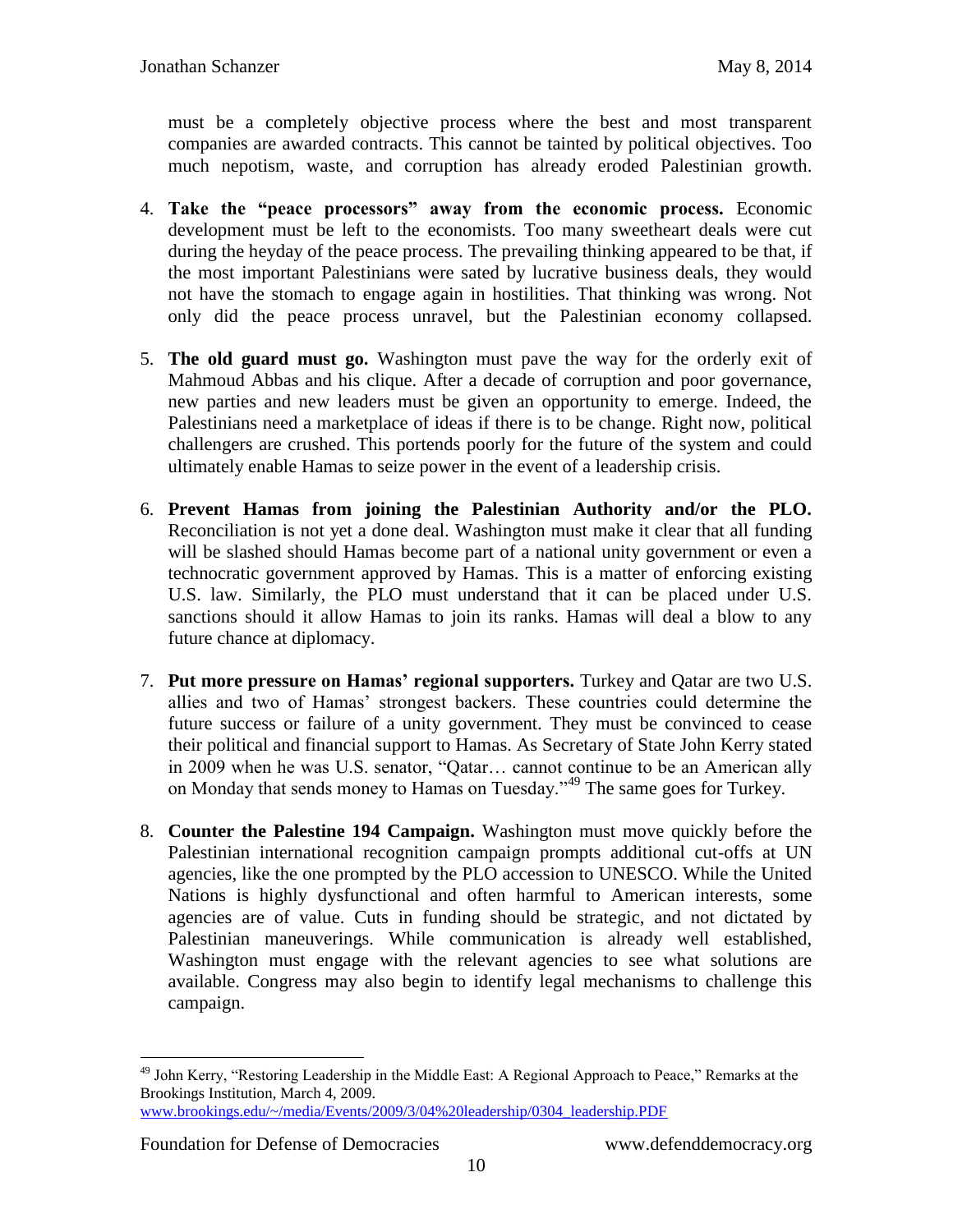must be a completely objective process where the best and most transparent companies are awarded contracts. This cannot be tainted by political objectives. Too much nepotism, waste, and corruption has already eroded Palestinian growth.

4. **Take the "peace processors" away from the economic process.** Economic development must be left to the economists. Too many sweetheart deals were cut during the heyday of the peace process. The prevailing thinking appeared to be that, if the most important Palestinians were sated by lucrative business deals, they would not have the stomach to engage again in hostilities. That thinking was wrong. Not only did the peace process unravel, but the Palestinian economy collapsed.

5. **The old guard must go.** Washington must pave the way for the orderly exit of Mahmoud Abbas and his clique. After a decade of corruption and poor governance, new parties and new leaders must be given an opportunity to emerge. Indeed, the Palestinians need a marketplace of ideas if there is to be change. Right now, political challengers are crushed. This portends poorly for the future of the system and could ultimately enable Hamas to seize power in the event of a leadership crisis.

6. **Prevent Hamas from joining the Palestinian Authority and/or the PLO.** Reconciliation is not yet a done deal. Washington must make it clear that all funding will be slashed should Hamas become part of a national unity government or even a technocratic government approved by Hamas. This is a matter of enforcing existing U.S. law. Similarly, the PLO must understand that it can be placed under U.S. sanctions should it allow Hamas to join its ranks. Hamas will deal a blow to any future chance at diplomacy.

7. **Put more pressure on Hamas' regional supporters.** Turkey and Qatar are two U.S. allies and two of Hamas' strongest backers. These countries could determine the future success or failure of a unity government. They must be convinced to cease their political and financial support to Hamas. As Secretary of State John Kerry stated in 2009 when he was U.S. senator, "Qatar… cannot continue to be an American ally on Monday that sends money to Hamas on Tuesday."[49] The same goes for Turkey.

8. **Counter the Palestine 194 Campaign.** Washington must move quickly before the Palestinian international recognition campaign prompts additional cut-offs at UN agencies, like the one prompted by the PLO accession to UNESCO. While the United Nations is highly dysfunctional and often harmful to American interests, some agencies are of value. Cuts in funding should be strategic, and not dictated by Palestinian maneuverings. While communication is already well established, Washington must engage with the relevant agencies to see what solutions are available. Congress may also begin to identify legal mechanisms to challenge this campaign.

---

[49] John Kerry, "Restoring Leadership in the Middle East: A Regional Approach to Peace," Remarks at the Brookings Institution, March 4, 2009. www.brookings.edu/~/media/Events/2009/3/04%20leadership/0304_leadership.PDF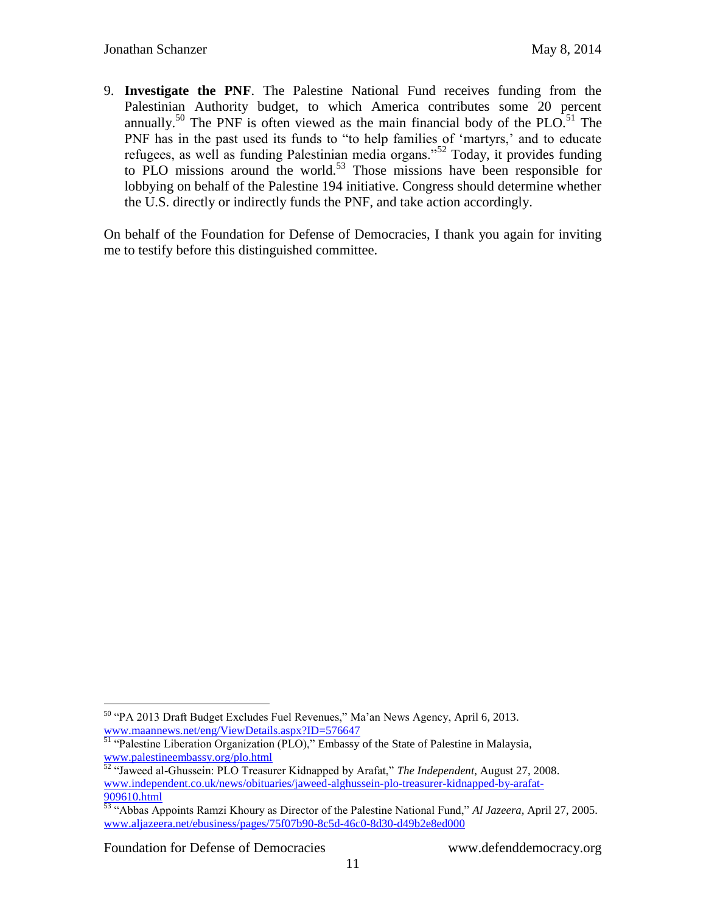9. **Investigate the PNF**. The Palestine National Fund receives funding from the Palestinian Authority budget, to which America contributes some 20 percent annually.[50] The PNF is often viewed as the main financial body of the PLO.[51] The PNF has in the past used its funds to "to help families of 'martyrs,' and to educate refugees, as well as funding Palestinian media organs."[52] Today, it provides funding to PLO missions around the world.[53] Those missions have been responsible for lobbying on behalf of the Palestine 194 initiative. Congress should determine whether the U.S. directly or indirectly funds the PNF, and take action accordingly.

On behalf of the Foundation for Defense of Democracies, I thank you again for inviting me to testify before this distinguished committee.

---

[50] "PA 2013 Draft Budget Excludes Fuel Revenues," Ma'an News Agency, April 6, 2013. www.maannews.net/eng/ViewDetails.aspx?ID=576647

[51] "Palestine Liberation Organization (PLO)," Embassy of the State of Palestine in Malaysia, www.palestineembassy.org/plo.html

[52] "Jaweed al-Ghussein: PLO Treasurer Kidnapped by Arafat," *The Independent,* August 27, 2008. www.independent.co.uk/news/obituaries/jaweed-alghussein-plo-treasurer-kidnapped-by-arafat-909610.html

[53] "Abbas Appoints Ramzi Khoury as Director of the Palestine National Fund," *Al Jazeera,* April 27, 2005. www.aljazeera.net/ebusiness/pages/75f07b90-8c5d-46c0-8d30-d49b2e8ed000